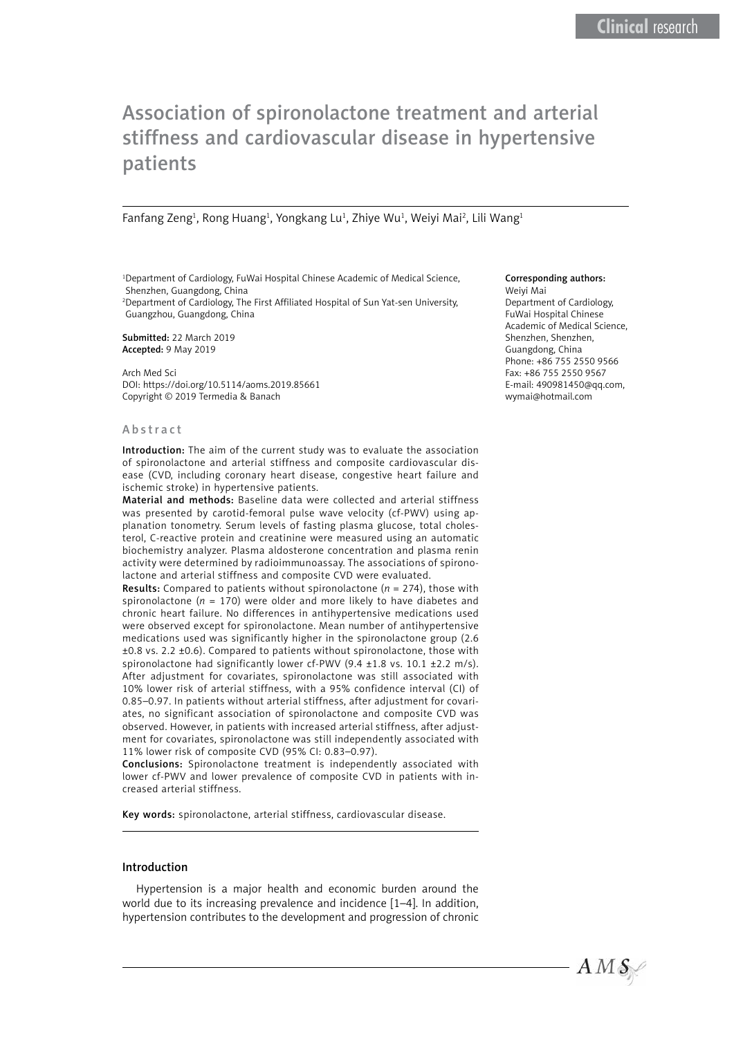# Association of spironolactone treatment and arterial stiffness and cardiovascular disease in hypertensive patients

Fanfang Zeng[1], Rong Huang[1], Yongkang Lu[1], Zhiye Wu[1], Weiyi Mai[2], Lili Wang[1]

[1]Department of Cardiology, FuWai Hospital Chinese Academic of Medical Science, Shenzhen, Guangdong, China
[2]Department of Cardiology, The First Affiliated Hospital of Sun Yat-sen University, Guangzhou, Guangdong, China

**Submitted:** 22 March 2019
**Accepted:** 9 May 2019

Arch Med Sci
DOI: https://doi.org/10.5114/aoms.2019.85661
Copyright © 2019 Termedia & Banach

**Corresponding authors:**
Weiyi Mai
Department of Cardiology, FuWai Hospital Chinese Academic of Medical Science, Shenzhen, Shenzhen, Guangdong, China
Phone: +86 755 2550 9566
Fax: +86 755 2550 9567
E-mail: 490981450@qq.com, wymai@hotmail.com

## Abstract

**Introduction:** The aim of the current study was to evaluate the association of spironolactone and arterial stiffness and composite cardiovascular disease (CVD, including coronary heart disease, congestive heart failure and ischemic stroke) in hypertensive patients.

**Material and methods:** Baseline data were collected and arterial stiffness was presented by carotid-femoral pulse wave velocity (cf-PWV) using applanation tonometry. Serum levels of fasting plasma glucose, total cholesterol, C-reactive protein and creatinine were measured using an automatic biochemistry analyzer. Plasma aldosterone concentration and plasma renin activity were determined by radioimmunoassay. The associations of spironolactone and arterial stiffness and composite CVD were evaluated.

**Results:** Compared to patients without spironolactone (*n* = 274), those with spironolactone (*n* = 170) were older and more likely to have diabetes and chronic heart failure. No differences in antihypertensive medications used were observed except for spironolactone. Mean number of antihypertensive medications used was significantly higher in the spironolactone group (2.6 ±0.8 vs. 2.2 ±0.6). Compared to patients without spironolactone, those with spironolactone had significantly lower cf-PWV (9.4 ±1.8 vs. 10.1 ±2.2 m/s). After adjustment for covariates, spironolactone was still associated with 10% lower risk of arterial stiffness, with a 95% confidence interval (CI) of 0.85–0.97. In patients without arterial stiffness, after adjustment for covariates, no significant association of spironolactone and composite CVD was observed. However, in patients with increased arterial stiffness, after adjustment for covariates, spironolactone was still independently associated with 11% lower risk of composite CVD (95% CI: 0.83–0.97).

**Conclusions:** Spironolactone treatment is independently associated with lower cf-PWV and lower prevalence of composite CVD in patients with increased arterial stiffness.

**Key words:** spironolactone, arterial stiffness, cardiovascular disease.

## Introduction

Hypertension is a major health and economic burden around the world due to its increasing prevalence and incidence [1–4]. In addition, hypertension contributes to the development and progression of chronic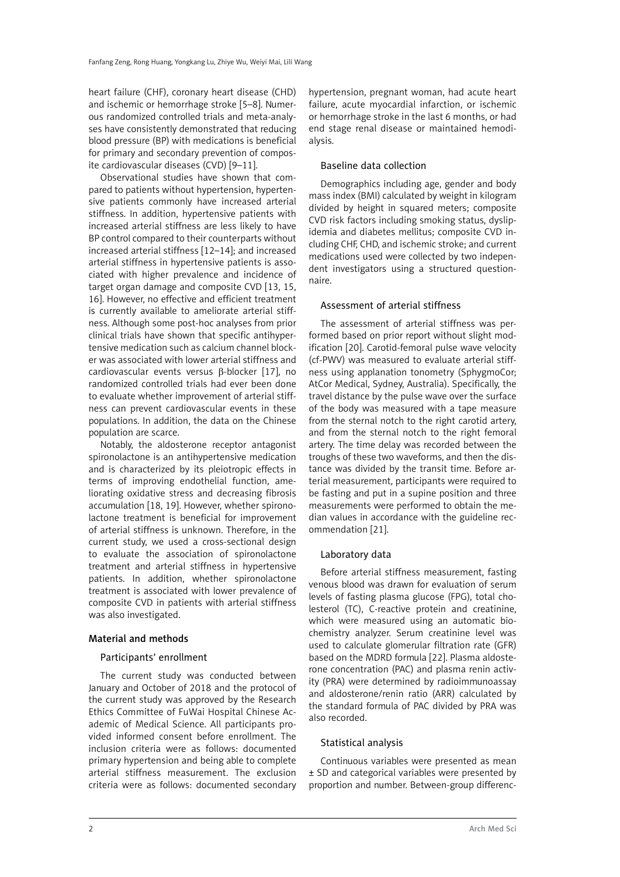heart failure (CHF), coronary heart disease (CHD) and ischemic or hemorrhage stroke [5–8]. Numerous randomized controlled trials and meta-analyses have consistently demonstrated that reducing blood pressure (BP) with medications is beneficial for primary and secondary prevention of composite cardiovascular diseases (CVD) [9–11].

Observational studies have shown that compared to patients without hypertension, hypertensive patients commonly have increased arterial stiffness. In addition, hypertensive patients with increased arterial stiffness are less likely to have BP control compared to their counterparts without increased arterial stiffness [12–14]; and increased arterial stiffness in hypertensive patients is associated with higher prevalence and incidence of target organ damage and composite CVD [13, 15, 16]. However, no effective and efficient treatment is currently available to ameliorate arterial stiffness. Although some post-hoc analyses from prior clinical trials have shown that specific antihypertensive medication such as calcium channel blocker was associated with lower arterial stiffness and cardiovascular events versus β-blocker [17], no randomized controlled trials had ever been done to evaluate whether improvement of arterial stiffness can prevent cardiovascular events in these populations. In addition, the data on the Chinese population are scarce.

Notably, the aldosterone receptor antagonist spironolactone is an antihypertensive medication and is characterized by its pleiotropic effects in terms of improving endothelial function, ameliorating oxidative stress and decreasing fibrosis accumulation [18, 19]. However, whether spironolactone treatment is beneficial for improvement of arterial stiffness is unknown. Therefore, in the current study, we used a cross-sectional design to evaluate the association of spironolactone treatment and arterial stiffness in hypertensive patients. In addition, whether spironolactone treatment is associated with lower prevalence of composite CVD in patients with arterial stiffness was also investigated.

## Material and methods

### Participants' enrollment

The current study was conducted between January and October of 2018 and the protocol of the current study was approved by the Research Ethics Committee of FuWai Hospital Chinese Academic of Medical Science. All participants provided informed consent before enrollment. The inclusion criteria were as follows: documented primary hypertension and being able to complete arterial stiffness measurement. The exclusion criteria were as follows: documented secondary hypertension, pregnant woman, had acute heart failure, acute myocardial infarction, or ischemic or hemorrhage stroke in the last 6 months, or had end stage renal disease or maintained hemodialysis.

### Baseline data collection

Demographics including age, gender and body mass index (BMI) calculated by weight in kilogram divided by height in squared meters; composite CVD risk factors including smoking status, dyslipidemia and diabetes mellitus; composite CVD including CHF, CHD, and ischemic stroke; and current medications used were collected by two independent investigators using a structured questionnaire.

### Assessment of arterial stiffness

The assessment of arterial stiffness was performed based on prior report without slight modification [20]. Carotid-femoral pulse wave velocity (cf-PWV) was measured to evaluate arterial stiffness using applanation tonometry (SphygmoCor; AtCor Medical, Sydney, Australia). Specifically, the travel distance by the pulse wave over the surface of the body was measured with a tape measure from the sternal notch to the right carotid artery, and from the sternal notch to the right femoral artery. The time delay was recorded between the troughs of these two waveforms, and then the distance was divided by the transit time. Before arterial measurement, participants were required to be fasting and put in a supine position and three measurements were performed to obtain the median values in accordance with the guideline recommendation [21].

### Laboratory data

Before arterial stiffness measurement, fasting venous blood was drawn for evaluation of serum levels of fasting plasma glucose (FPG), total cholesterol (TC), C-reactive protein and creatinine, which were measured using an automatic biochemistry analyzer. Serum creatinine level was used to calculate glomerular filtration rate (GFR) based on the MDRD formula [22]. Plasma aldosterone concentration (PAC) and plasma renin activity (PRA) were determined by radioimmunoassay and aldosterone/renin ratio (ARR) calculated by the standard formula of PAC divided by PRA was also recorded.

### Statistical analysis

Continuous variables were presented as mean ± SD and categorical variables were presented by proportion and number. Between-group differenc-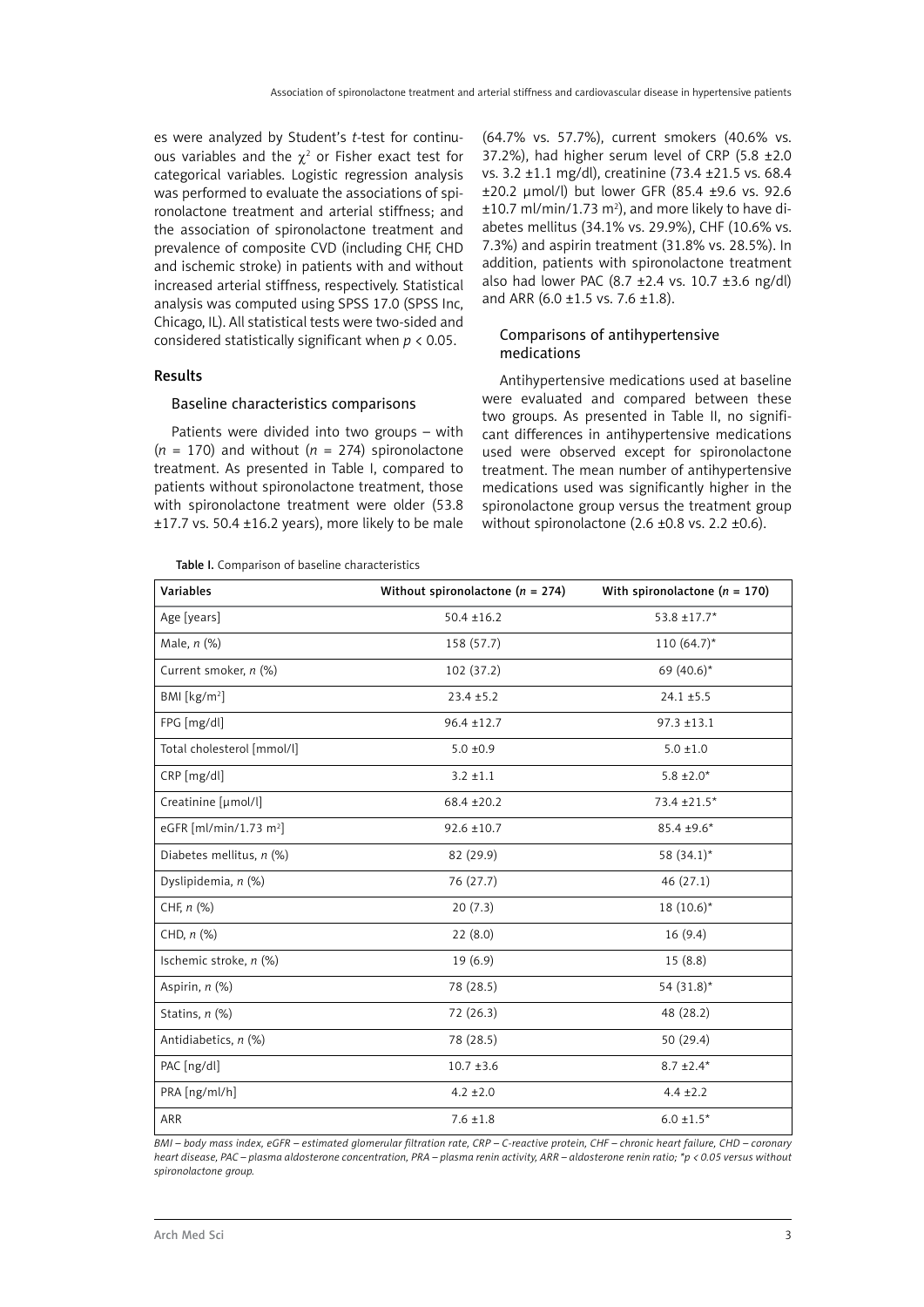es were analyzed by Student's *t*-test for continuous variables and the $\chi^2$ or Fisher exact test for categorical variables. Logistic regression analysis was performed to evaluate the associations of spironolactone treatment and arterial stiffness; and the association of spironolactone treatment and prevalence of composite CVD (including CHF, CHD and ischemic stroke) in patients with and without increased arterial stiffness, respectively. Statistical analysis was computed using SPSS 17.0 (SPSS Inc, Chicago, IL). All statistical tests were two-sided and considered statistically significant when $p < 0.05$.

## Results

### Baseline characteristics comparisons

Patients were divided into two groups – with ($n$ = 170) and without ($n$ = 274) spironolactone treatment. As presented in Table I, compared to patients without spironolactone treatment, those with spironolactone treatment were older (53.8 ±17.7 vs. 50.4 ±16.2 years), more likely to be male (64.7% vs. 57.7%), current smokers (40.6% vs. 37.2%), had higher serum level of CRP (5.8 ±2.0 vs. 3.2 ±1.1 mg/dl), creatinine (73.4 ±21.5 vs. 68.4 ±20.2 μmol/l) but lower GFR (85.4 ±9.6 vs. 92.6 ±10.7 ml/min/1.73 m$^2$), and more likely to have diabetes mellitus (34.1% vs. 29.9%), CHF (10.6% vs. 7.3%) and aspirin treatment (31.8% vs. 28.5%). In addition, patients with spironolactone treatment also had lower PAC (8.7 ±2.4 vs. 10.7 ±3.6 ng/dl) and ARR (6.0 ±1.5 vs. 7.6 ±1.8).

### Comparisons of antihypertensive medications

Antihypertensive medications used at baseline were evaluated and compared between these two groups. As presented in Table II, no significant differences in antihypertensive medications used were observed except for spironolactone treatment. The mean number of antihypertensive medications used was significantly higher in the spironolactone group versus the treatment group without spironolactone (2.6 ±0.8 vs. 2.2 ±0.6).

**Table I.** Comparison of baseline characteristics

| Variables | Without spironolactone ($n$ = 274) | With spironolactone ($n$ = 170) |
|---|---|---|
| Age [years] | 50.4 ±16.2 | 53.8 ±17.7* |
| Male, $n$ (%) | 158 (57.7) | 110 (64.7)* |
| Current smoker, $n$ (%) | 102 (37.2) | 69 (40.6)* |
| BMI [kg/m$^2$] | 23.4 ±5.2 | 24.1 ±5.5 |
| FPG [mg/dl] | 96.4 ±12.7 | 97.3 ±13.1 |
| Total cholesterol [mmol/l] | 5.0 ±0.9 | 5.0 ±1.0 |
| CRP [mg/dl] | 3.2 ±1.1 | 5.8 ±2.0* |
| Creatinine [μmol/l] | 68.4 ±20.2 | 73.4 ±21.5* |
| eGFR [ml/min/1.73 m$^2$] | 92.6 ±10.7 | 85.4 ±9.6* |
| Diabetes mellitus, $n$ (%) | 82 (29.9) | 58 (34.1)* |
| Dyslipidemia, $n$ (%) | 76 (27.7) | 46 (27.1) |
| CHF, $n$ (%) | 20 (7.3) | 18 (10.6)* |
| CHD, $n$ (%) | 22 (8.0) | 16 (9.4) |
| Ischemic stroke, $n$ (%) | 19 (6.9) | 15 (8.8) |
| Aspirin, $n$ (%) | 78 (28.5) | 54 (31.8)* |
| Statins, $n$ (%) | 72 (26.3) | 48 (28.2) |
| Antidiabetics, $n$ (%) | 78 (28.5) | 50 (29.4) |
| PAC [ng/dl] | 10.7 ±3.6 | 8.7 ±2.4* |
| PRA [ng/ml/h] | 4.2 ±2.0 | 4.4 ±2.2 |
| ARR | 7.6 ±1.8 | 6.0 ±1.5* |

*BMI – body mass index, eGFR – estimated glomerular filtration rate, CRP – C-reactive protein, CHF – chronic heart failure, CHD – coronary heart disease, PAC – plasma aldosterone concentration, PRA – plasma renin activity, ARR – aldosterone renin ratio; *p < 0.05 versus without spironolactone group.*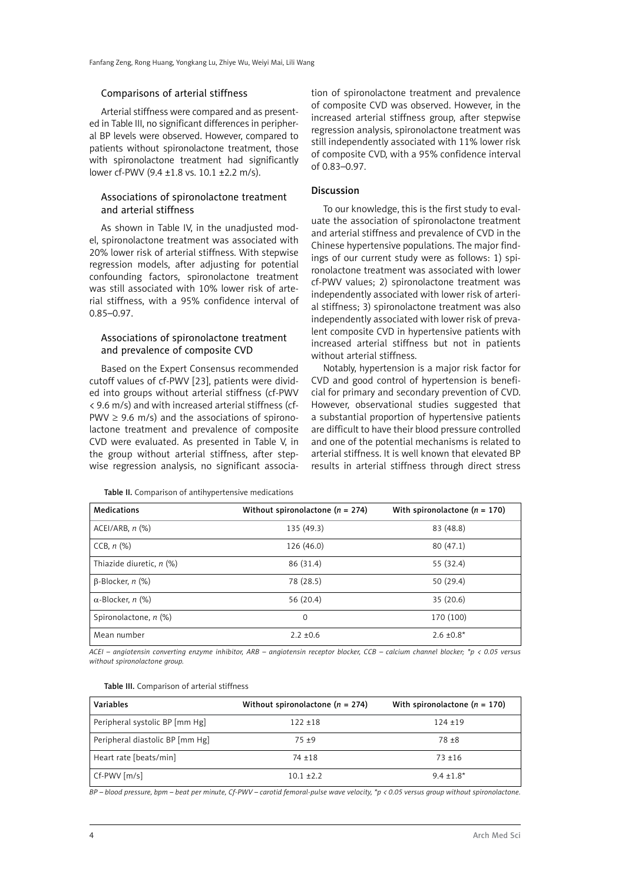## Comparisons of arterial stiffness

Arterial stiffness were compared and as presented in Table III, no significant differences in peripheral BP levels were observed. However, compared to patients without spironolactone treatment, those with spironolactone treatment had significantly lower cf-PWV (9.4 ±1.8 vs. 10.1 ±2.2 m/s).

## Associations of spironolactone treatment and arterial stiffness

As shown in Table IV, in the unadjusted model, spironolactone treatment was associated with 20% lower risk of arterial stiffness. With stepwise regression models, after adjusting for potential confounding factors, spironolactone treatment was still associated with 10% lower risk of arterial stiffness, with a 95% confidence interval of 0.85–0.97.

## Associations of spironolactone treatment and prevalence of composite CVD

Based on the Expert Consensus recommended cutoff values of cf-PWV [23], patients were divided into groups without arterial stiffness (cf-PWV < 9.6 m/s) and with increased arterial stiffness (cf-PWV ≥ 9.6 m/s) and the associations of spironolactone treatment and prevalence of composite CVD were evaluated. As presented in Table V, in the group without arterial stiffness, after stepwise regression analysis, no significant association of spironolactone treatment and prevalence of composite CVD was observed. However, in the increased arterial stiffness group, after stepwise regression analysis, spironolactone treatment was still independently associated with 11% lower risk of composite CVD, with a 95% confidence interval of 0.83–0.97.

## Discussion

To our knowledge, this is the first study to evaluate the association of spironolactone treatment and arterial stiffness and prevalence of CVD in the Chinese hypertensive populations. The major findings of our current study were as follows: 1) spironolactone treatment was associated with lower cf-PWV values; 2) spironolactone treatment was independently associated with lower risk of arterial stiffness; 3) spironolactone treatment was also independently associated with lower risk of prevalent composite CVD in hypertensive patients with increased arterial stiffness but not in patients without arterial stiffness.

Notably, hypertension is a major risk factor for CVD and good control of hypertension is beneficial for primary and secondary prevention of CVD. However, observational studies suggested that a substantial proportion of hypertensive patients are difficult to have their blood pressure controlled and one of the potential mechanisms is related to arterial stiffness. It is well known that elevated BP results in arterial stiffness through direct stress

**Table II.** Comparison of antihypertensive medications

| Medications | Without spironolactone (*n* = 274) | With spironolactone (*n* = 170) |
|---|---|---|
| ACEI/ARB, *n* (%) | 135 (49.3) | 83 (48.8) |
| CCB, *n* (%) | 126 (46.0) | 80 (47.1) |
| Thiazide diuretic, *n* (%) | 86 (31.4) | 55 (32.4) |
| β-Blocker, *n* (%) | 78 (28.5) | 50 (29.4) |
| α-Blocker, *n* (%) | 56 (20.4) | 35 (20.6) |
| Spironolactone, *n* (%) | 0 | 170 (100) |
| Mean number | 2.2 ±0.6 | 2.6 ±0.8* |

*ACEI – angiotensin converting enzyme inhibitor, ARB – angiotensin receptor blocker, CCB – calcium channel blocker; *p < 0.05 versus without spironolactone group.*

**Table III.** Comparison of arterial stiffness

| Variables | Without spironolactone (*n* = 274) | With spironolactone (*n* = 170) |
|---|---|---|
| Peripheral systolic BP [mm Hg] | 122 ±18 | 124 ±19 |
| Peripheral diastolic BP [mm Hg] | 75 ±9 | 78 ±8 |
| Heart rate [beats/min] | 74 ±18 | 73 ±16 |
| Cf-PWV [m/s] | 10.1 ±2.2 | 9.4 ±1.8* |

*BP – blood pressure, bpm – beat per minute, Cf-PWV – carotid femoral-pulse wave velocity, *p < 0.05 versus group without spironolactone.*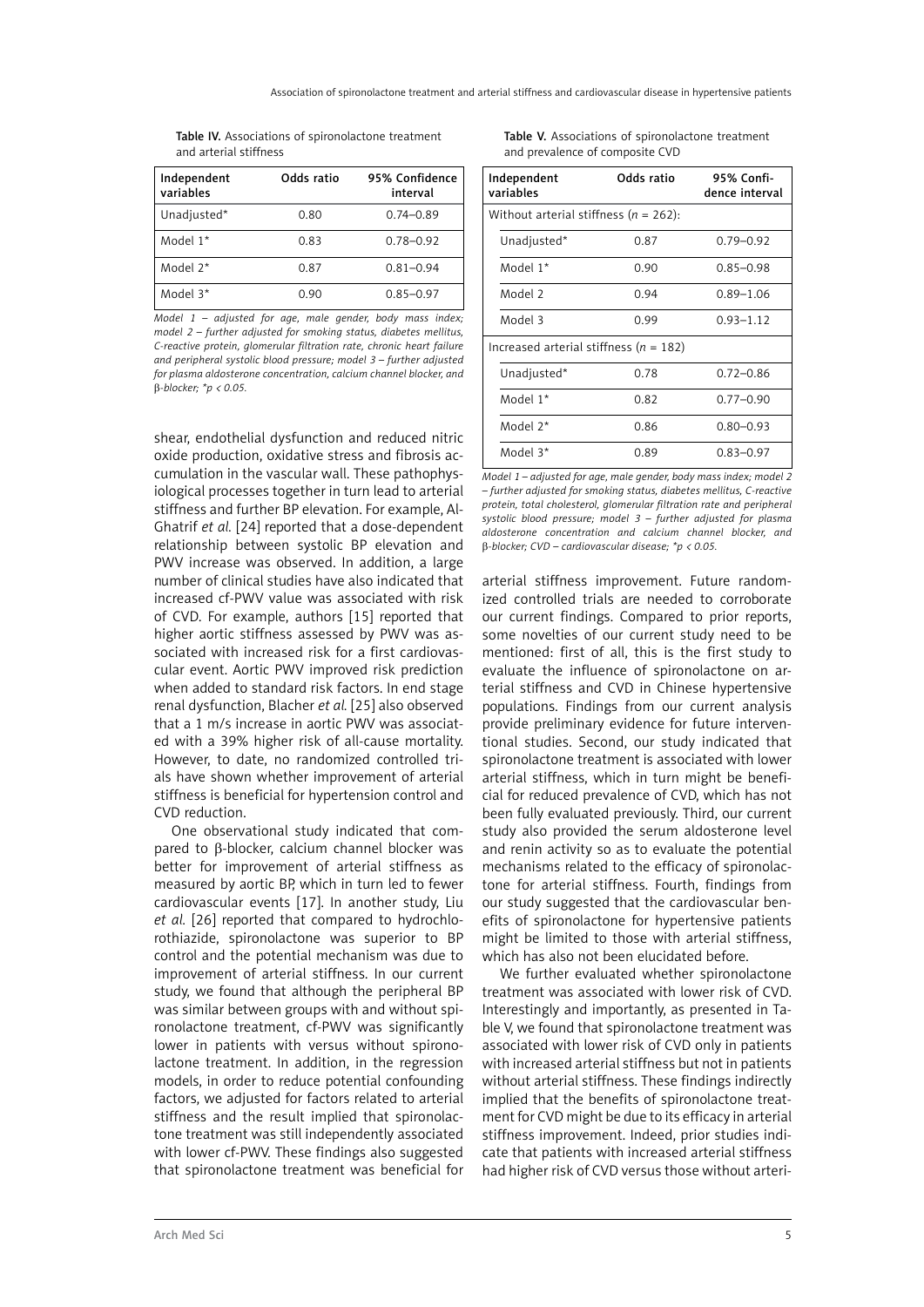Table IV. Associations of spironolactone treatment and arterial stiffness

| Independent variables | Odds ratio | 95% Confidence interval |
|---|---|---|
| Unadjusted* | 0.80 | 0.74–0.89 |
| Model 1* | 0.83 | 0.78–0.92 |
| Model 2* | 0.87 | 0.81–0.94 |
| Model 3* | 0.90 | 0.85–0.97 |

*Model 1 – adjusted for age, male gender, body mass index; model 2 – further adjusted for smoking status, diabetes mellitus, C-reactive protein, glomerular filtration rate, chronic heart failure and peripheral systolic blood pressure; model 3 – further adjusted for plasma aldosterone concentration, calcium channel blocker, and β-blocker; *p < 0.05.*

shear, endothelial dysfunction and reduced nitric oxide production, oxidative stress and fibrosis accumulation in the vascular wall. These pathophysiological processes together in turn lead to arterial stiffness and further BP elevation. For example, Al-Ghatrif *et al.* [24] reported that a dose-dependent relationship between systolic BP elevation and PWV increase was observed. In addition, a large number of clinical studies have also indicated that increased cf-PWV value was associated with risk of CVD. For example, authors [15] reported that higher aortic stiffness assessed by PWV was associated with increased risk for a first cardiovascular event. Aortic PWV improved risk prediction when added to standard risk factors. In end stage renal dysfunction, Blacher *et al.* [25] also observed that a 1 m/s increase in aortic PWV was associated with a 39% higher risk of all-cause mortality. However, to date, no randomized controlled trials have shown whether improvement of arterial stiffness is beneficial for hypertension control and CVD reduction.

One observational study indicated that compared to β-blocker, calcium channel blocker was better for improvement of arterial stiffness as measured by aortic BP, which in turn led to fewer cardiovascular events [17]. In another study, Liu *et al.* [26] reported that compared to hydrochlorothiazide, spironolactone was superior to BP control and the potential mechanism was due to improvement of arterial stiffness. In our current study, we found that although the peripheral BP was similar between groups with and without spironolactone treatment, cf-PWV was significantly lower in patients with versus without spironolactone treatment. In addition, in the regression models, in order to reduce potential confounding factors, we adjusted for factors related to arterial stiffness and the result implied that spironolactone treatment was still independently associated with lower cf-PWV. These findings also suggested that spironolactone treatment was beneficial for

Table V. Associations of spironolactone treatment and prevalence of composite CVD

| Independent variables | Odds ratio | 95% Confidence interval |
|---|---|---|
| Without arterial stiffness ($n$ = 262): | | |
| Unadjusted* | 0.87 | 0.79–0.92 |
| Model 1* | 0.90 | 0.85–0.98 |
| Model 2 | 0.94 | 0.89–1.06 |
| Model 3 | 0.99 | 0.93–1.12 |
| Increased arterial stiffness ($n$ = 182) | | |
| Unadjusted* | 0.78 | 0.72–0.86 |
| Model 1* | 0.82 | 0.77–0.90 |
| Model 2* | 0.86 | 0.80–0.93 |
| Model 3* | 0.89 | 0.83–0.97 |

*Model 1 – adjusted for age, male gender, body mass index; model 2 – further adjusted for smoking status, diabetes mellitus, C-reactive protein, total cholesterol, glomerular filtration rate and peripheral systolic blood pressure; model 3 – further adjusted for plasma aldosterone concentration and calcium channel blocker, and β-blocker; CVD – cardiovascular disease; *p < 0.05.*

arterial stiffness improvement. Future randomized controlled trials are needed to corroborate our current findings. Compared to prior reports, some novelties of our current study need to be mentioned: first of all, this is the first study to evaluate the influence of spironolactone on arterial stiffness and CVD in Chinese hypertensive populations. Findings from our current analysis provide preliminary evidence for future interventional studies. Second, our study indicated that spironolactone treatment is associated with lower arterial stiffness, which in turn might be beneficial for reduced prevalence of CVD, which has not been fully evaluated previously. Third, our current study also provided the serum aldosterone level and renin activity so as to evaluate the potential mechanisms related to the efficacy of spironolactone for arterial stiffness. Fourth, findings from our study suggested that the cardiovascular benefits of spironolactone for hypertensive patients might be limited to those with arterial stiffness, which has also not been elucidated before.

We further evaluated whether spironolactone treatment was associated with lower risk of CVD. Interestingly and importantly, as presented in Table V, we found that spironolactone treatment was associated with lower risk of CVD only in patients with increased arterial stiffness but not in patients without arterial stiffness. These findings indirectly implied that the benefits of spironolactone treatment for CVD might be due to its efficacy in arterial stiffness improvement. Indeed, prior studies indicate that patients with increased arterial stiffness had higher risk of CVD versus those without arteri-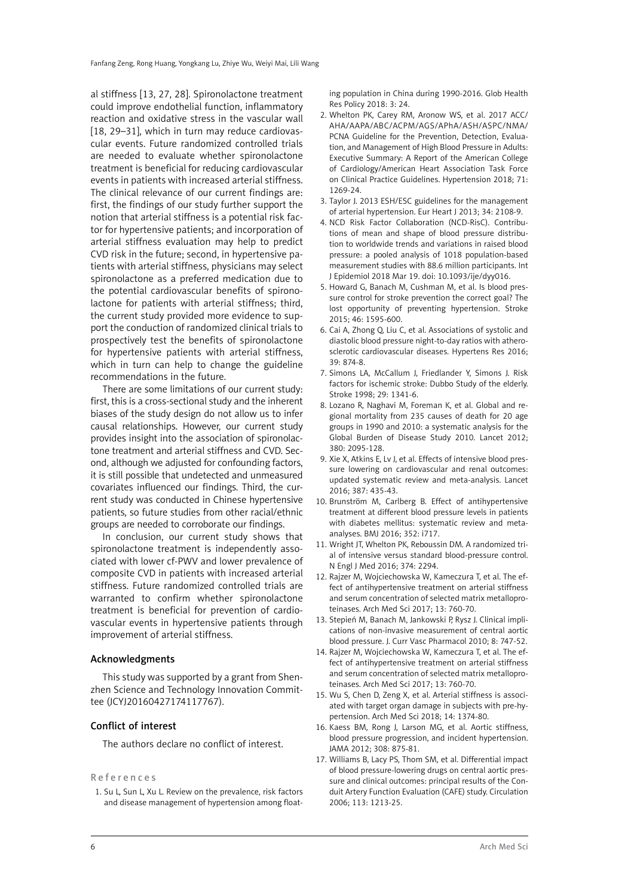al stiffness [13, 27, 28]. Spironolactone treatment could improve endothelial function, inflammatory reaction and oxidative stress in the vascular wall [18, 29–31], which in turn may reduce cardiovascular events. Future randomized controlled trials are needed to evaluate whether spironolactone treatment is beneficial for reducing cardiovascular events in patients with increased arterial stiffness. The clinical relevance of our current findings are: first, the findings of our study further support the notion that arterial stiffness is a potential risk factor for hypertensive patients; and incorporation of arterial stiffness evaluation may help to predict CVD risk in the future; second, in hypertensive patients with arterial stiffness, physicians may select spironolactone as a preferred medication due to the potential cardiovascular benefits of spironolactone for patients with arterial stiffness; third, the current study provided more evidence to support the conduction of randomized clinical trials to prospectively test the benefits of spironolactone for hypertensive patients with arterial stiffness, which in turn can help to change the guideline recommendations in the future.

There are some limitations of our current study: first, this is a cross-sectional study and the inherent biases of the study design do not allow us to infer causal relationships. However, our current study provides insight into the association of spironolactone treatment and arterial stiffness and CVD. Second, although we adjusted for confounding factors, it is still possible that undetected and unmeasured covariates influenced our findings. Third, the current study was conducted in Chinese hypertensive patients, so future studies from other racial/ethnic groups are needed to corroborate our findings.

In conclusion, our current study shows that spironolactone treatment is independently associated with lower cf-PWV and lower prevalence of composite CVD in patients with increased arterial stiffness. Future randomized controlled trials are warranted to confirm whether spironolactone treatment is beneficial for prevention of cardiovascular events in hypertensive patients through improvement of arterial stiffness.

## Acknowledgments

This study was supported by a grant from Shenzhen Science and Technology Innovation Committee (JCYJ20160427174117767).

## Conflict of interest

The authors declare no conflict of interest.

## References

1. Su L, Sun L, Xu L. Review on the prevalence, risk factors and disease management of hypertension among floating population in China during 1990-2016. Glob Health Res Policy 2018; 3: 24.
2. Whelton PK, Carey RM, Aronow WS, et al. 2017 ACC/AHA/AAPA/ABC/ACPM/AGS/APhA/ASH/ASPC/NMA/PCNA Guideline for the Prevention, Detection, Evaluation, and Management of High Blood Pressure in Adults: Executive Summary: A Report of the American College of Cardiology/American Heart Association Task Force on Clinical Practice Guidelines. Hypertension 2018; 71: 1269-24.
3. Taylor J. 2013 ESH/ESC guidelines for the management of arterial hypertension. Eur Heart J 2013; 34: 2108-9.
4. NCD Risk Factor Collaboration (NCD-RisC). Contributions of mean and shape of blood pressure distribution to worldwide trends and variations in raised blood pressure: a pooled analysis of 1018 population-based measurement studies with 88.6 million participants. Int J Epidemiol 2018 Mar 19. doi: 10.1093/ije/dyy016.
5. Howard G, Banach M, Cushman M, et al. Is blood pressure control for stroke prevention the correct goal? The lost opportunity of preventing hypertension. Stroke 2015; 46: 1595-600.
6. Cai A, Zhong Q, Liu C, et al. Associations of systolic and diastolic blood pressure night-to-day ratios with atherosclerotic cardiovascular diseases. Hypertens Res 2016; 39: 874-8.
7. Simons LA, McCallum J, Friedlander Y, Simons J. Risk factors for ischemic stroke: Dubbo Study of the elderly. Stroke 1998; 29: 1341-6.
8. Lozano R, Naghavi M, Foreman K, et al. Global and regional mortality from 235 causes of death for 20 age groups in 1990 and 2010: a systematic analysis for the Global Burden of Disease Study 2010. Lancet 2012; 380: 2095-128.
9. Xie X, Atkins E, Lv J, et al. Effects of intensive blood pressure lowering on cardiovascular and renal outcomes: updated systematic review and meta-analysis. Lancet 2016; 387: 435-43.
10. Brunström M, Carlberg B. Effect of antihypertensive treatment at different blood pressure levels in patients with diabetes mellitus: systematic review and meta-analyses. BMJ 2016; 352: i717.
11. Wright JT, Whelton PK, Reboussin DM. A randomized trial of intensive versus standard blood-pressure control. N Engl J Med 2016; 374: 2294.
12. Rajzer M, Wojciechowska W, Kameczura T, et al. The effect of antihypertensive treatment on arterial stiffness and serum concentration of selected matrix metalloproteinases. Arch Med Sci 2017; 13: 760-70.
13. Stepień M, Banach M, Jankowski P, Rysz J. Clinical implications of non-invasive measurement of central aortic blood pressure. J. Curr Vasc Pharmacol 2010; 8: 747-52.
14. Rajzer M, Wojciechowska W, Kameczura T, et al. The effect of antihypertensive treatment on arterial stiffness and serum concentration of selected matrix metalloproteinases. Arch Med Sci 2017; 13: 760-70.
15. Wu S, Chen D, Zeng X, et al. Arterial stiffness is associated with target organ damage in subjects with pre-hypertension. Arch Med Sci 2018; 14: 1374-80.
16. Kaess BM, Rong J, Larson MG, et al. Aortic stiffness, blood pressure progression, and incident hypertension. JAMA 2012; 308: 875-81.
17. Williams B, Lacy PS, Thom SM, et al. Differential impact of blood pressure-lowering drugs on central aortic pressure and clinical outcomes: principal results of the Conduit Artery Function Evaluation (CAFE) study. Circulation 2006; 113: 1213-25.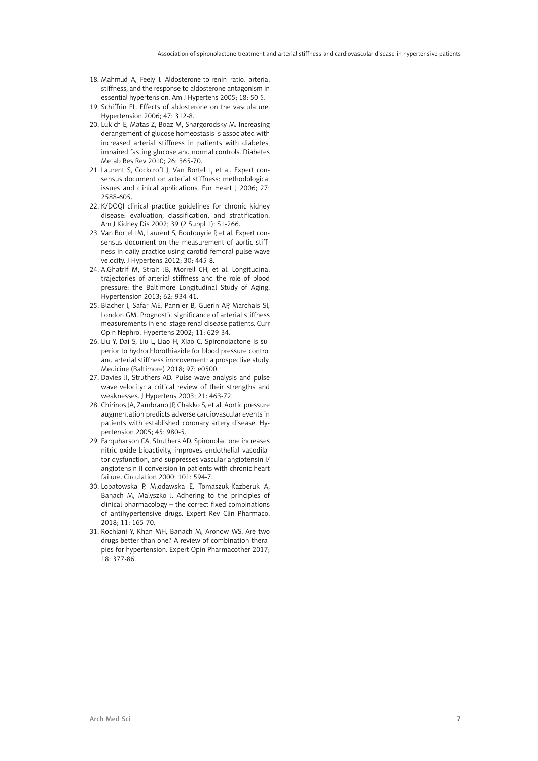18. Mahmud A, Feely J. Aldosterone-to-renin ratio, arterial stiffness, and the response to aldosterone antagonism in essential hypertension. Am J Hypertens 2005; 18: 50-5.
19. Schiffrin EL. Effects of aldosterone on the vasculature. Hypertension 2006; 47: 312-8.
20. Lukich E, Matas Z, Boaz M, Shargorodsky M. Increasing derangement of glucose homeostasis is associated with increased arterial stiffness in patients with diabetes, impaired fasting glucose and normal controls. Diabetes Metab Res Rev 2010; 26: 365-70.
21. Laurent S, Cockcroft J, Van Bortel L, et al. Expert consensus document on arterial stiffness: methodological issues and clinical applications. Eur Heart J 2006; 27: 2588-605.
22. K/DOQI clinical practice guidelines for chronic kidney disease: evaluation, classification, and stratification. Am J Kidney Dis 2002; 39 (2 Suppl 1): S1-266.
23. Van Bortel LM, Laurent S, Boutouyrie P, et al. Expert consensus document on the measurement of aortic stiffness in daily practice using carotid-femoral pulse wave velocity. J Hypertens 2012; 30: 445-8.
24. AlGhatrif M, Strait JB, Morrell CH, et al. Longitudinal trajectories of arterial stiffness and the role of blood pressure: the Baltimore Longitudinal Study of Aging. Hypertension 2013; 62: 934-41.
25. Blacher J, Safar ME, Pannier B, Guerin AP, Marchais SJ, London GM. Prognostic significance of arterial stiffness measurements in end-stage renal disease patients. Curr Opin Nephrol Hypertens 2002; 11: 629-34.
26. Liu Y, Dai S, Liu L, Liao H, Xiao C. Spironolactone is superior to hydrochlorothiazide for blood pressure control and arterial stiffness improvement: a prospective study. Medicine (Baltimore) 2018; 97: e0500.
27. Davies JI, Struthers AD. Pulse wave analysis and pulse wave velocity: a critical review of their strengths and weaknesses. J Hypertens 2003; 21: 463-72.
28. Chirinos JA, Zambrano JP, Chakko S, et al. Aortic pressure augmentation predicts adverse cardiovascular events in patients with established coronary artery disease. Hypertension 2005; 45: 980-5.
29. Farquharson CA, Struthers AD. Spironolactone increases nitric oxide bioactivity, improves endothelial vasodilator dysfunction, and suppresses vascular angiotensin I/angiotensin II conversion in patients with chronic heart failure. Circulation 2000; 101: 594-7.
30. Lopatowska P, Mlodawska E, Tomaszuk-Kazberuk A, Banach M, Malyszko J. Adhering to the principles of clinical pharmacology – the correct fixed combinations of antihypertensive drugs. Expert Rev Clin Pharmacol 2018; 11: 165-70.
31. Rochlani Y, Khan MH, Banach M, Aronow WS. Are two drugs better than one? A review of combination therapies for hypertension. Expert Opin Pharmacother 2017; 18: 377-86.